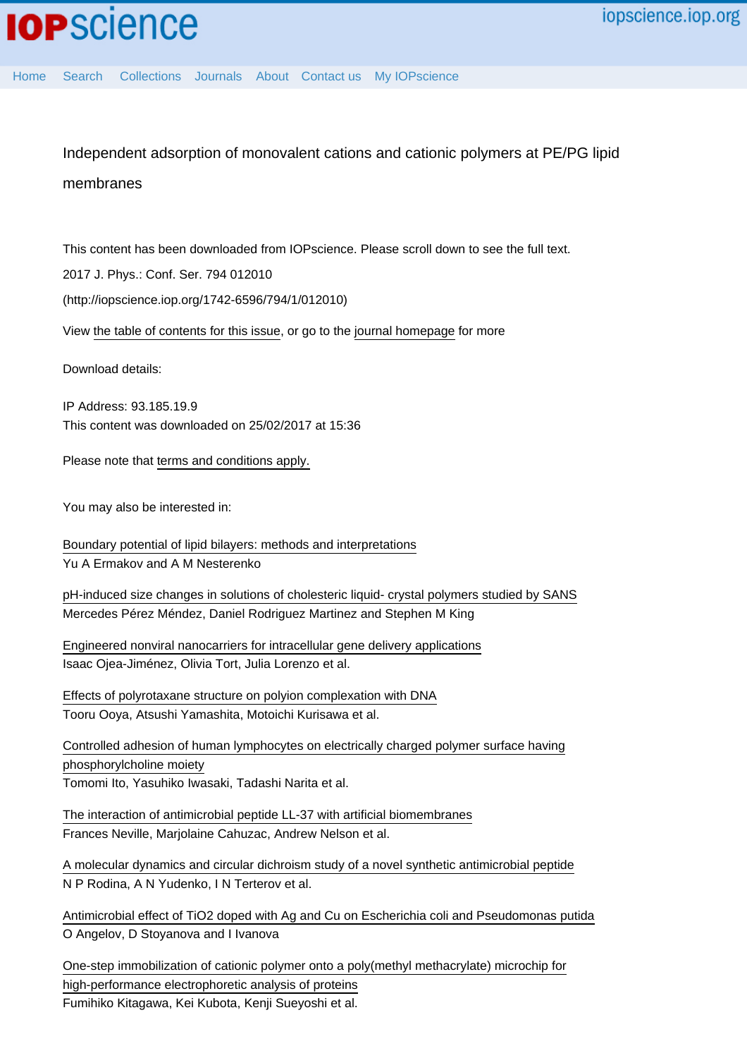# Independent adsorption of monovalent cations and cationic polymers at PE/PG lipid membranes

This content has been downloaded from IOPscience. Please scroll down to see the full text.

2017 J. Phys.: Conf. Ser. 794 012010

(http://iopscience.iop.org/1742-6596/794/1/012010)

View the table of contents for this issue, or go to the journal homepage for more

Download details:

IP Address: 93.185.19.9

This content was downloaded on 25/02/2017 at 15:36

Please note that terms and conditions apply.

You may also be interested in:

Boundary potential of lipid bilayers: methods and interpretations
Yu A Ermakov and A M Nesterenko

pH-induced size changes in solutions of cholesteric liquid- crystal polymers studied by SANS
Mercedes Pérez Méndez, Daniel Rodriguez Martinez and Stephen M King

Engineered nonviral nanocarriers for intracellular gene delivery applications
Isaac Ojea-Jiménez, Olivia Tort, Julia Lorenzo et al.

Effects of polyrotaxane structure on polyion complexation with DNA
Tooru Ooya, Atsushi Yamashita, Motoichi Kurisawa et al.

Controlled adhesion of human lymphocytes on electrically charged polymer surface having phosphorylcholine moiety
Tomomi Ito, Yasuhiko Iwasaki, Tadashi Narita et al.

The interaction of antimicrobial peptide LL-37 with artificial biomembranes
Frances Neville, Marjolaine Cahuzac, Andrew Nelson et al.

A molecular dynamics and circular dichroism study of a novel synthetic antimicrobial peptide
N P Rodina, A N Yudenko, I N Terterov et al.

Antimicrobial effect of TiO2 doped with Ag and Cu on Escherichia coli and Pseudomonas putida
O Angelov, D Stoyanova and I Ivanova

One-step immobilization of cationic polymer onto a poly(methyl methacrylate) microchip for high-performance electrophoretic analysis of proteins
Fumihiko Kitagawa, Kei Kubota, Kenji Sueyoshi et al.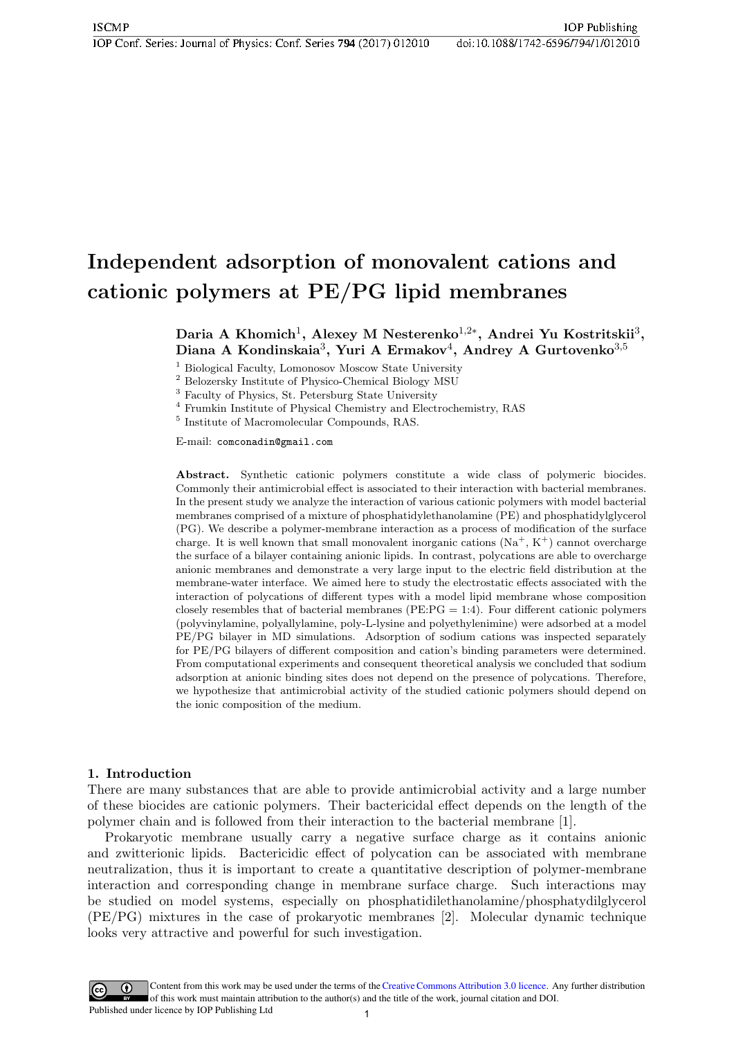# Independent adsorption of monovalent cations and cationic polymers at PE/PG lipid membranes

**Daria A Khomich**[1], **Alexey M Nesterenko**[1,2*], **Andrei Yu Kostritskii**[3], **Diana A Kondinskaia**[3], **Yuri A Ermakov**[4], **Andrey A Gurtovenko**[3,5]

[1] Biological Faculty, Lomonosov Moscow State University
[2] Belozersky Institute of Physico-Chemical Biology MSU
[3] Faculty of Physics, St. Petersburg State University
[4] Frumkin Institute of Physical Chemistry and Electrochemistry, RAS
[5] Institute of Macromolecular Compounds, RAS.

E-mail: comconadin@gmail.com

**Abstract.** Synthetic cationic polymers constitute a wide class of polymeric biocides. Commonly their antimicrobial effect is associated to their interaction with bacterial membranes. In the present study we analyze the interaction of various cationic polymers with model bacterial membranes comprised of a mixture of phosphatidylethanolamine (PE) and phosphatidylglycerol (PG). We describe a polymer-membrane interaction as a process of modification of the surface charge. It is well known that small monovalent inorganic cations ($Na^+$, $K^+$) cannot overcharge the surface of a bilayer containing anionic lipids. In contrast, polycations are able to overcharge anionic membranes and demonstrate a very large input to the electric field distribution at the membrane-water interface. We aimed here to study the electrostatic effects associated with the interaction of polycations of different types with a model lipid membrane whose composition closely resembles that of bacterial membranes (PE:PG = 1:4). Four different cationic polymers (polyvinylamine, polyallylamine, poly-L-lysine and polyethylenimine) were adsorbed at a model PE/PG bilayer in MD simulations. Adsorption of sodium cations was inspected separately for PE/PG bilayers of different composition and cation's binding parameters were determined. From computational experiments and consequent theoretical analysis we concluded that sodium adsorption at anionic binding sites does not depend on the presence of polycations. Therefore, we hypothesize that antimicrobial activity of the studied cationic polymers should depend on the ionic composition of the medium.

## 1. Introduction

There are many substances that are able to provide antimicrobial activity and a large number of these biocides are cationic polymers. Their bactericidal effect depends on the length of the polymer chain and is followed from their interaction to the bacterial membrane [1].

Prokaryotic membrane usually carry a negative surface charge as it contains anionic and zwitterionic lipids. Bactericidic effect of polycation can be associated with membrane neutralization, thus it is important to create a quantitative description of polymer-membrane interaction and corresponding change in membrane surface charge. Such interactions may be studied on model systems, especially on phosphatidilethanolamine/phosphatydilglycerol (PE/PG) mixtures in the case of prokaryotic membranes [2]. Molecular dynamic technique looks very attractive and powerful for such investigation.

Content from this work may be used under the terms of the Creative Commons Attribution 3.0 licence. Any further distribution of this work must maintain attribution to the author(s) and the title of the work, journal citation and DOI.
Published under licence by IOP Publishing Ltd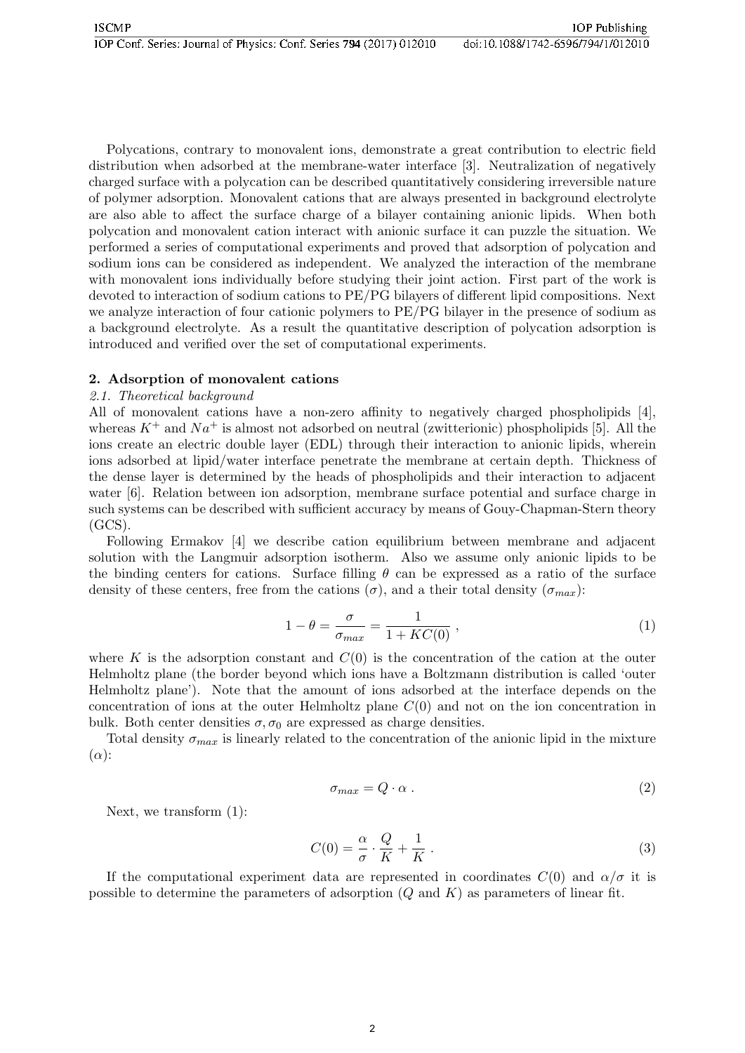Polycations, contrary to monovalent ions, demonstrate a great contribution to electric field distribution when adsorbed at the membrane-water interface [3]. Neutralization of negatively charged surface with a polycation can be described quantitatively considering irreversible nature of polymer adsorption. Monovalent cations that are always presented in background electrolyte are also able to affect the surface charge of a bilayer containing anionic lipids. When both polycation and monovalent cation interact with anionic surface it can puzzle the situation. We performed a series of computational experiments and proved that adsorption of polycation and sodium ions can be considered as independent. We analyzed the interaction of the membrane with monovalent ions individually before studying their joint action. First part of the work is devoted to interaction of sodium cations to PE/PG bilayers of different lipid compositions. Next we analyze interaction of four cationic polymers to PE/PG bilayer in the presence of sodium as a background electrolyte. As a result the quantitative description of polycation adsorption is introduced and verified over the set of computational experiments.

## 2. Adsorption of monovalent cations

### *2.1. Theoretical background*

All of monovalent cations have a non-zero affinity to negatively charged phospholipids [4], whereas $K^+$ and $Na^+$ is almost not adsorbed on neutral (zwitterionic) phospholipids [5]. All the ions create an electric double layer (EDL) through their interaction to anionic lipids, wherein ions adsorbed at lipid/water interface penetrate the membrane at certain depth. Thickness of the dense layer is determined by the heads of phospholipids and their interaction to adjacent water [6]. Relation between ion adsorption, membrane surface potential and surface charge in such systems can be described with sufficient accuracy by means of Gouy-Chapman-Stern theory (GCS).

Following Ermakov [4] we describe cation equilibrium between membrane and adjacent solution with the Langmuir adsorption isotherm. Also we assume only anionic lipids to be the binding centers for cations. Surface filling $\theta$ can be expressed as a ratio of the surface density of these centers, free from the cations ($\sigma$), and a their total density ($\sigma_{max}$):

$$1 - \theta = \frac{\sigma}{\sigma_{max}} = \frac{1}{1 + KC(0)} \, , \tag{1}$$

where $K$ is the adsorption constant and $C(0)$ is the concentration of the cation at the outer Helmholtz plane (the border beyond which ions have a Boltzmann distribution is called 'outer Helmholtz plane'). Note that the amount of ions adsorbed at the interface depends on the concentration of ions at the outer Helmholtz plane $C(0)$ and not on the ion concentration in bulk. Both center densities $\sigma, \sigma_0$ are expressed as charge densities.

Total density $\sigma_{max}$ is linearly related to the concentration of the anionic lipid in the mixture ($\alpha$):

$$\sigma_{max} = Q \cdot \alpha \, . \tag{2}$$

Next, we transform (1):

$$C(0) = \frac{\alpha}{\sigma} \cdot \frac{Q}{K} + \frac{1}{K} \, . \tag{3}$$

If the computational experiment data are represented in coordinates $C(0)$ and $\alpha/\sigma$ it is possible to determine the parameters of adsorption ($Q$ and $K$) as parameters of linear fit.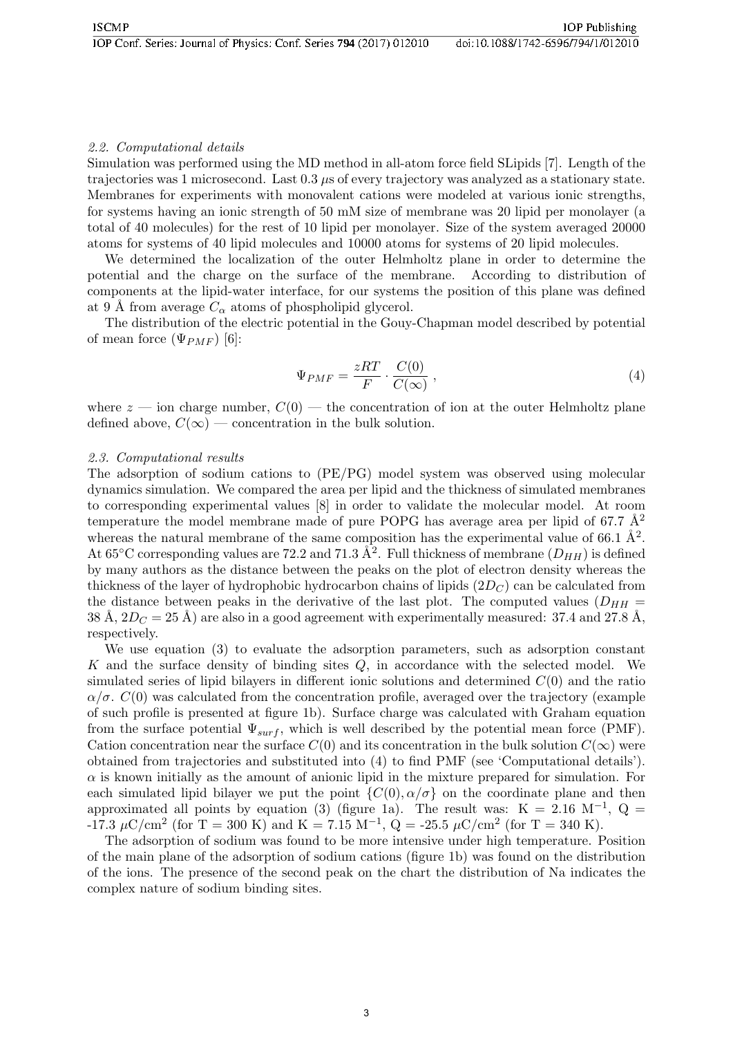### 2.2. Computational details

Simulation was performed using the MD method in all-atom force field SLipids [7]. Length of the trajectories was 1 microsecond. Last 0.3 $\mu$s of every trajectory was analyzed as a stationary state. Membranes for experiments with monovalent cations were modeled at various ionic strengths, for systems having an ionic strength of 50 mM size of membrane was 20 lipid per monolayer (a total of 40 molecules) for the rest of 10 lipid per monolayer. Size of the system averaged 20000 atoms for systems of 40 lipid molecules and 10000 atoms for systems of 20 lipid molecules.

We determined the localization of the outer Helmholtz plane in order to determine the potential and the charge on the surface of the membrane. According to distribution of components at the lipid-water interface, for our systems the position of this plane was defined at 9 Å from average $C_\alpha$ atoms of phospholipid glycerol.

The distribution of the electric potential in the Gouy-Chapman model described by potential of mean force ($\Psi_{PMF}$) [6]:

$$\Psi_{PMF} = \frac{zRT}{F} \cdot \frac{C(0)}{C(\infty)} , \tag{4}$$

where $z$ — ion charge number, $C(0)$ — the concentration of ion at the outer Helmholtz plane defined above, $C(\infty)$ — concentration in the bulk solution.

### 2.3. Computational results

The adsorption of sodium cations to (PE/PG) model system was observed using molecular dynamics simulation. We compared the area per lipid and the thickness of simulated membranes to corresponding experimental values [8] in order to validate the molecular model. At room temperature the model membrane made of pure POPG has average area per lipid of 67.7 Å$^2$ whereas the natural membrane of the same composition has the experimental value of 66.1 Å$^2$. At 65°C corresponding values are 72.2 and 71.3 Å$^2$. Full thickness of membrane ($D_{HH}$) is defined by many authors as the distance between the peaks on the plot of electron density whereas the thickness of the layer of hydrophobic hydrocarbon chains of lipids ($2D_C$) can be calculated from the distance between peaks in the derivative of the last plot. The computed values ($D_{HH}$ = 38 Å, $2D_C$ = 25 Å) are also in a good agreement with experimentally measured: 37.4 and 27.8 Å, respectively.

We use equation (3) to evaluate the adsorption parameters, such as adsorption constant $K$ and the surface density of binding sites $Q$, in accordance with the selected model. We simulated series of lipid bilayers in different ionic solutions and determined $C(0)$ and the ratio $\alpha/\sigma$. $C(0)$ was calculated from the concentration profile, averaged over the trajectory (example of such profile is presented at figure 1b). Surface charge was calculated with Graham equation from the surface potential $\Psi_{surf}$, which is well described by the potential mean force (PMF). Cation concentration near the surface $C(0)$ and its concentration in the bulk solution $C(\infty)$ were obtained from trajectories and substituted into (4) to find PMF (see 'Computational details'). $\alpha$ is known initially as the amount of anionic lipid in the mixture prepared for simulation. For each simulated lipid bilayer we put the point $\{C(0), \alpha/\sigma\}$ on the coordinate plane and then approximated all points by equation (3) (figure 1a). The result was: K = 2.16 M$^{-1}$, Q = -17.3 $\mu$C/cm$^2$ (for T = 300 K) and K = 7.15 M$^{-1}$, Q = -25.5 $\mu$C/cm$^2$ (for T = 340 K).

The adsorption of sodium was found to be more intensive under high temperature. Position of the main plane of the adsorption of sodium cations (figure 1b) was found on the distribution of the ions. The presence of the second peak on the chart the distribution of Na indicates the complex nature of sodium binding sites.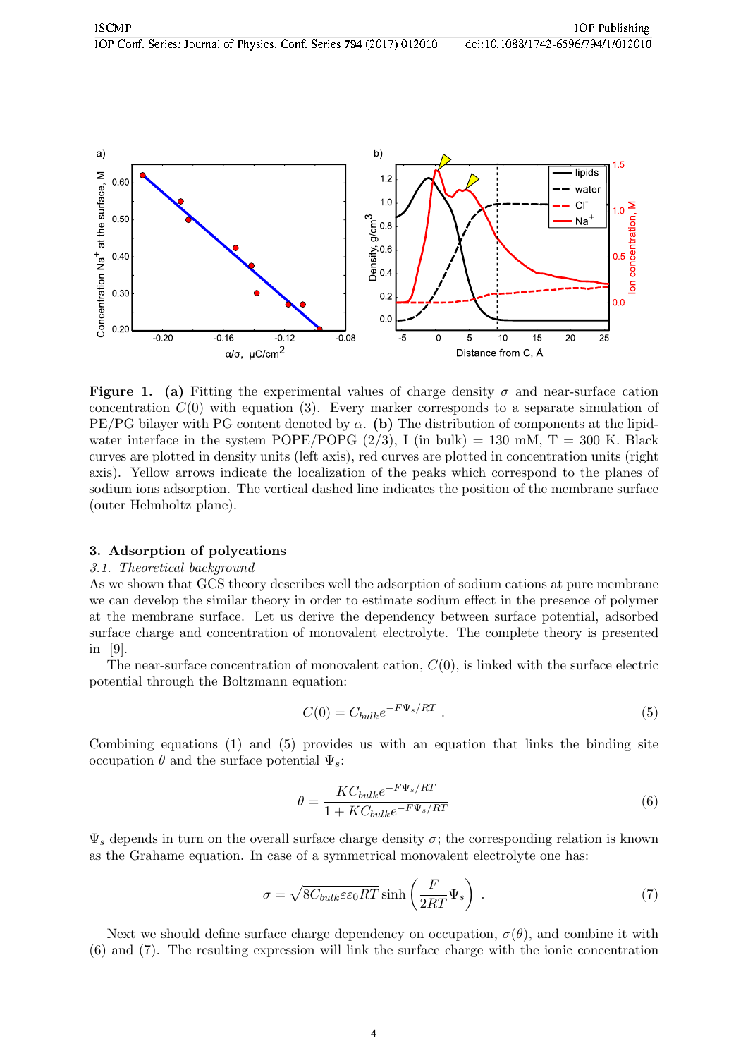**Figure 1. (a)** Fitting the experimental values of charge density $\sigma$ and near-surface cation concentration $C(0)$ with equation (3). Every marker corresponds to a separate simulation of PE/PG bilayer with PG content denoted by $\alpha$. **(b)** The distribution of components at the lipid-water interface in the system POPE/POPG (2/3), I (in bulk) = 130 mM, T = 300 K. Black curves are plotted in density units (left axis), red curves are plotted in concentration units (right axis). Yellow arrows indicate the localization of the peaks which correspond to the planes of sodium ions adsorption. The vertical dashed line indicates the position of the membrane surface (outer Helmholtz plane).

## 3. Adsorption of polycations

### 3.1. *Theoretical background*

As we shown that GCS theory describes well the adsorption of sodium cations at pure membrane we can develop the similar theory in order to estimate sodium effect in the presence of polymer at the membrane surface. Let us derive the dependency between surface potential, adsorbed surface charge and concentration of monovalent electrolyte. The complete theory is presented in [9].

The near-surface concentration of monovalent cation, $C(0)$, is linked with the surface electric potential through the Boltzmann equation:

$$C(0) = C_{bulk} e^{-F\Psi_s/RT} . \tag{5}$$

Combining equations (1) and (5) provides us with an equation that links the binding site occupation $\theta$ and the surface potential $\Psi_s$:

$$\theta = \frac{K C_{bulk} e^{-F\Psi_s/RT}}{1 + K C_{bulk} e^{-F\Psi_s/RT}} \tag{6}$$

$\Psi_s$ depends in turn on the overall surface charge density $\sigma$; the corresponding relation is known as the Grahame equation. In case of a symmetrical monovalent electrolyte one has:

$$\sigma = \sqrt{8 C_{bulk} \varepsilon \varepsilon_0 RT} \sinh\left(\frac{F}{2RT}\Psi_s\right) . \tag{7}$$

Next we should define surface charge dependency on occupation, $\sigma(\theta)$, and combine it with (6) and (7). The resulting expression will link the surface charge with the ionic concentration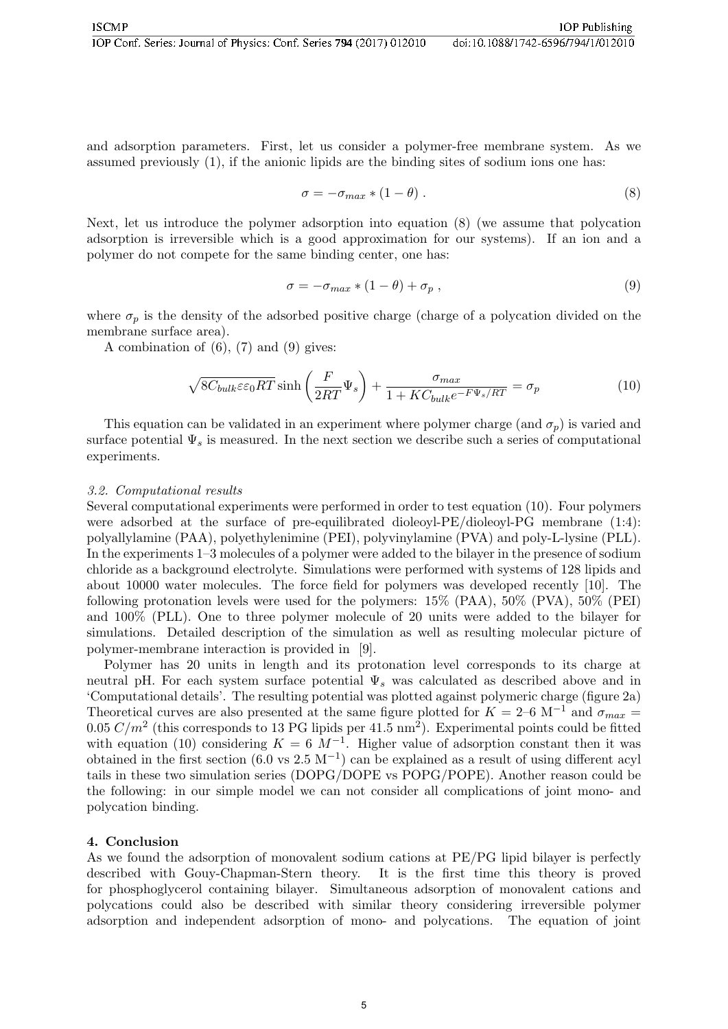and adsorption parameters. First, let us consider a polymer-free membrane system. As we assumed previously (1), if the anionic lipids are the binding sites of sodium ions one has:

$$\sigma = -\sigma_{max} * (1 - \theta) \, . \tag{8}$$

Next, let us introduce the polymer adsorption into equation (8) (we assume that polycation adsorption is irreversible which is a good approximation for our systems). If an ion and a polymer do not compete for the same binding center, one has:

$$\sigma = -\sigma_{max} * (1 - \theta) + \sigma_p \, , \tag{9}$$

where $\sigma_p$ is the density of the adsorbed positive charge (charge of a polycation divided on the membrane surface area).

A combination of (6), (7) and (9) gives:

$$\sqrt{8C_{bulk}\varepsilon\varepsilon_0 RT} \sinh\left(\frac{F}{2RT}\Psi_s\right) + \frac{\sigma_{max}}{1 + KC_{bulk}e^{-F\Psi_s/RT}} = \sigma_p \tag{10}$$

This equation can be validated in an experiment where polymer charge (and $\sigma_p$) is varied and surface potential $\Psi_s$ is measured. In the next section we describe such a series of computational experiments.

### 3.2. Computational results

Several computational experiments were performed in order to test equation (10). Four polymers were adsorbed at the surface of pre-equilibrated dioleoyl-PE/dioleoyl-PG membrane (1:4): polyallylamine (PAA), polyethylenimine (PEI), polyvinylamine (PVA) and poly-L-lysine (PLL). In the experiments 1–3 molecules of a polymer were added to the bilayer in the presence of sodium chloride as a background electrolyte. Simulations were performed with systems of 128 lipids and about 10000 water molecules. The force field for polymers was developed recently [10]. The following protonation levels were used for the polymers: 15% (PAA), 50% (PVA), 50% (PEI) and 100% (PLL). One to three polymer molecule of 20 units were added to the bilayer for simulations. Detailed description of the simulation as well as resulting molecular picture of polymer-membrane interaction is provided in [9].

Polymer has 20 units in length and its protonation level corresponds to its charge at neutral pH. For each system surface potential $\Psi_s$ was calculated as described above and in 'Computational details'. The resulting potential was plotted against polymeric charge (figure 2a) Theoretical curves are also presented at the same figure plotted for $K$ = 2–6 $M^{-1}$ and $\sigma_{max} = 0.05\ C/m^2$ (this corresponds to 13 PG lipids per 41.5 $nm^2$). Experimental points could be fitted with equation (10) considering $K = 6\ M^{-1}$. Higher value of adsorption constant then it was obtained in the first section (6.0 vs 2.5 $M^{-1}$) can be explained as a result of using different acyl tails in these two simulation series (DOPG/DOPE vs POPG/POPE). Another reason could be the following: in our simple model we can not consider all complications of joint mono- and polycation binding.

## 4. Conclusion

As we found the adsorption of monovalent sodium cations at PE/PG lipid bilayer is perfectly described with Gouy-Chapman-Stern theory. It is the first time this theory is proved for phosphoglycerol containing bilayer. Simultaneous adsorption of monovalent cations and polycations could also be described with similar theory considering irreversible polymer adsorption and independent adsorption of mono- and polycations. The equation of joint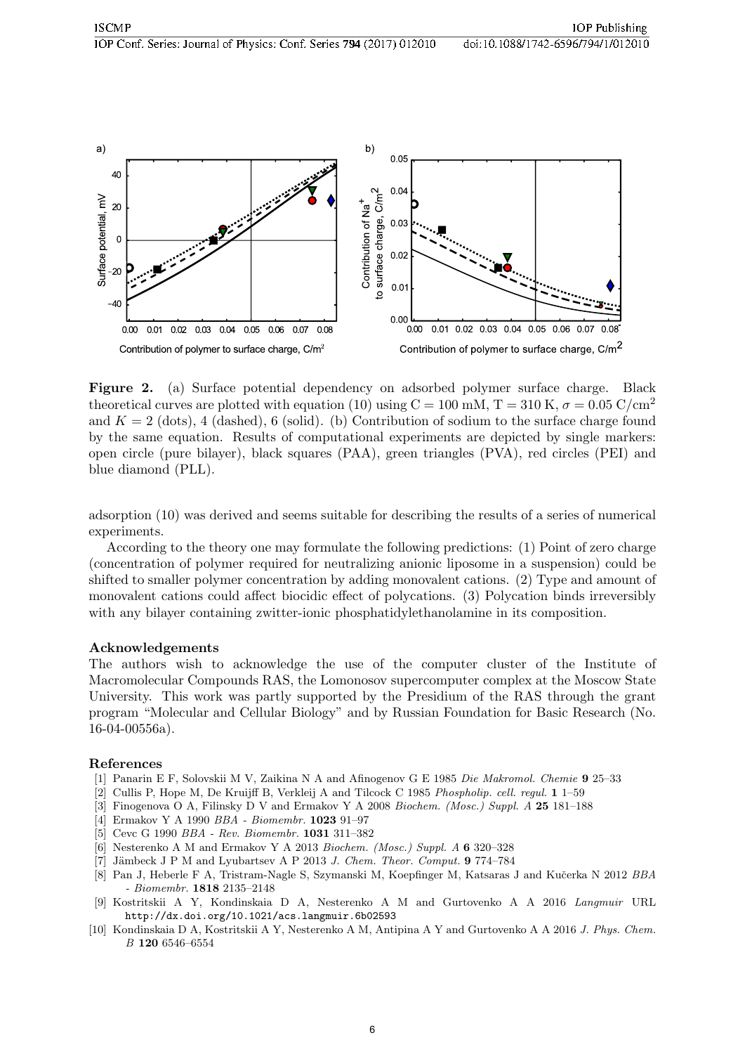a)

Surface potential, mV

40
20
0
−20
−40

0.00 0.01 0.02 0.03 0.04 0.05 0.06 0.07 0.08

Contribution of polymer to surface charge, C/m$^2$

b)

Contribution of $Na^+$ to surface charge, C/m$^2$

0.05
0.04
0.03
0.02
0.01
0.00

0.00 0.01 0.02 0.03 0.04 0.05 0.06 0.07 0.08

Contribution of polymer to surface charge, C/m$^2$

**Figure 2.** (a) Surface potential dependency on adsorbed polymer surface charge. Black theoretical curves are plotted with equation (10) using C = 100 mM, T = 310 K, $\sigma = 0.05$ C/cm$^2$ and $K = 2$ (dots), 4 (dashed), 6 (solid). (b) Contribution of sodium to the surface charge found by the same equation. Results of computational experiments are depicted by single markers: open circle (pure bilayer), black squares (PAA), green triangles (PVA), red circles (PEI) and blue diamond (PLL).

adsorption (10) was derived and seems suitable for describing the results of a series of numerical experiments.

According to the theory one may formulate the following predictions: (1) Point of zero charge (concentration of polymer required for neutralizing anionic liposome in a suspension) could be shifted to smaller polymer concentration by adding monovalent cations. (2) Type and amount of monovalent cations could affect biocidic effect of polycations. (3) Polycation binds irreversibly with any bilayer containing zwitter-ionic phosphatidylethanolamine in its composition.

## Acknowledgements

The authors wish to acknowledge the use of the computer cluster of the Institute of Macromolecular Compounds RAS, the Lomonosov supercomputer complex at the Moscow State University. This work was partly supported by the Presidium of the RAS through the grant program "Molecular and Cellular Biology" and by Russian Foundation for Basic Research (No. 16-04-00556a).

## References

[1] Panarin E F, Solovskii M V, Zaikina N A and Afinogenov G E 1985 *Die Makromol. Chemie* **9** 25–33

[2] Cullis P, Hope M, De Kruijff B, Verkleij A and Tilcock C 1985 *Phospholip. cell. regul.* **1** 1–59

[3] Finogenova O A, Filinsky D V and Ermakov Y A 2008 *Biochem. (Mosc.) Suppl. A* **25** 181–188

[4] Ermakov Y A 1990 *BBA - Biomembr.* **1023** 91–97

[5] Cevc G 1990 *BBA - Rev. Biomembr.* **1031** 311–382

[6] Nesterenko A M and Ermakov Y A 2013 *Biochem. (Mosc.) Suppl. A* **6** 320–328

[7] Jämbeck J P M and Lyubartsev A P 2013 *J. Chem. Theor. Comput.* **9** 774–784

[8] Pan J, Heberle F A, Tristram-Nagle S, Szymanski M, Koepfinger M, Katsaras J and Kučerka N 2012 *BBA - Biomembr.* **1818** 2135–2148

[9] Kostritskii A Y, Kondinskaia D A, Nesterenko A M and Gurtovenko A A 2016 *Langmuir* URL `http://dx.doi.org/10.1021/acs.langmuir.6b02593`

[10] Kondinskaia D A, Kostritskii A Y, Nesterenko A M, Antipina A Y and Gurtovenko A A 2016 *J. Phys. Chem. B* **120** 6546–6554